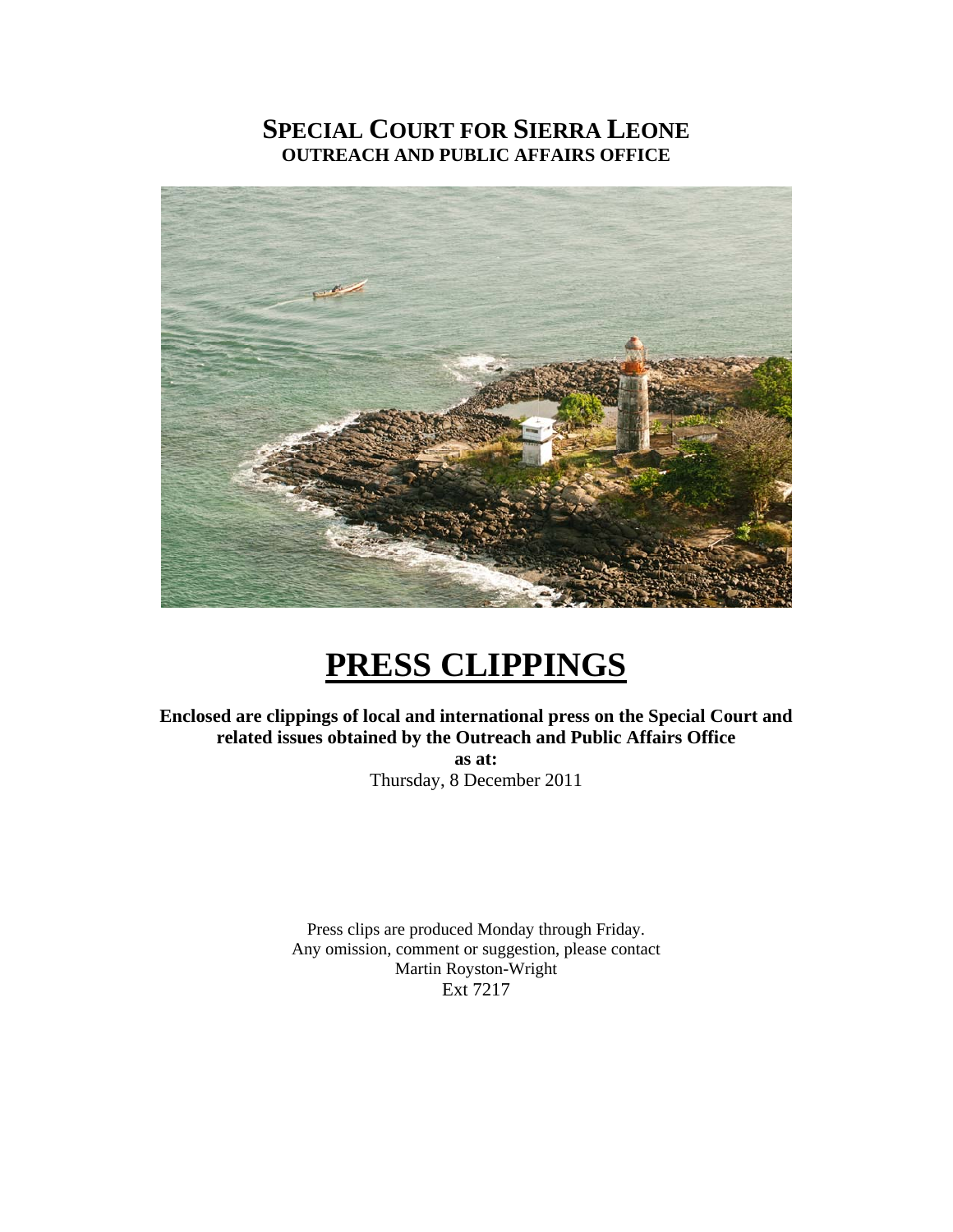# SPECIAL COURT FOR SIERRA LEONE
## OUTREACH AND PUBLIC AFFAIRS OFFICE

# PRESS CLIPPINGS

**Enclosed are clippings of local and international press on the Special Court and related issues obtained by the Outreach and Public Affairs Office**
**as at:**
Thursday, 8 December 2011

Press clips are produced Monday through Friday.
Any omission, comment or suggestion, please contact
Martin Royston-Wright
Ext 7217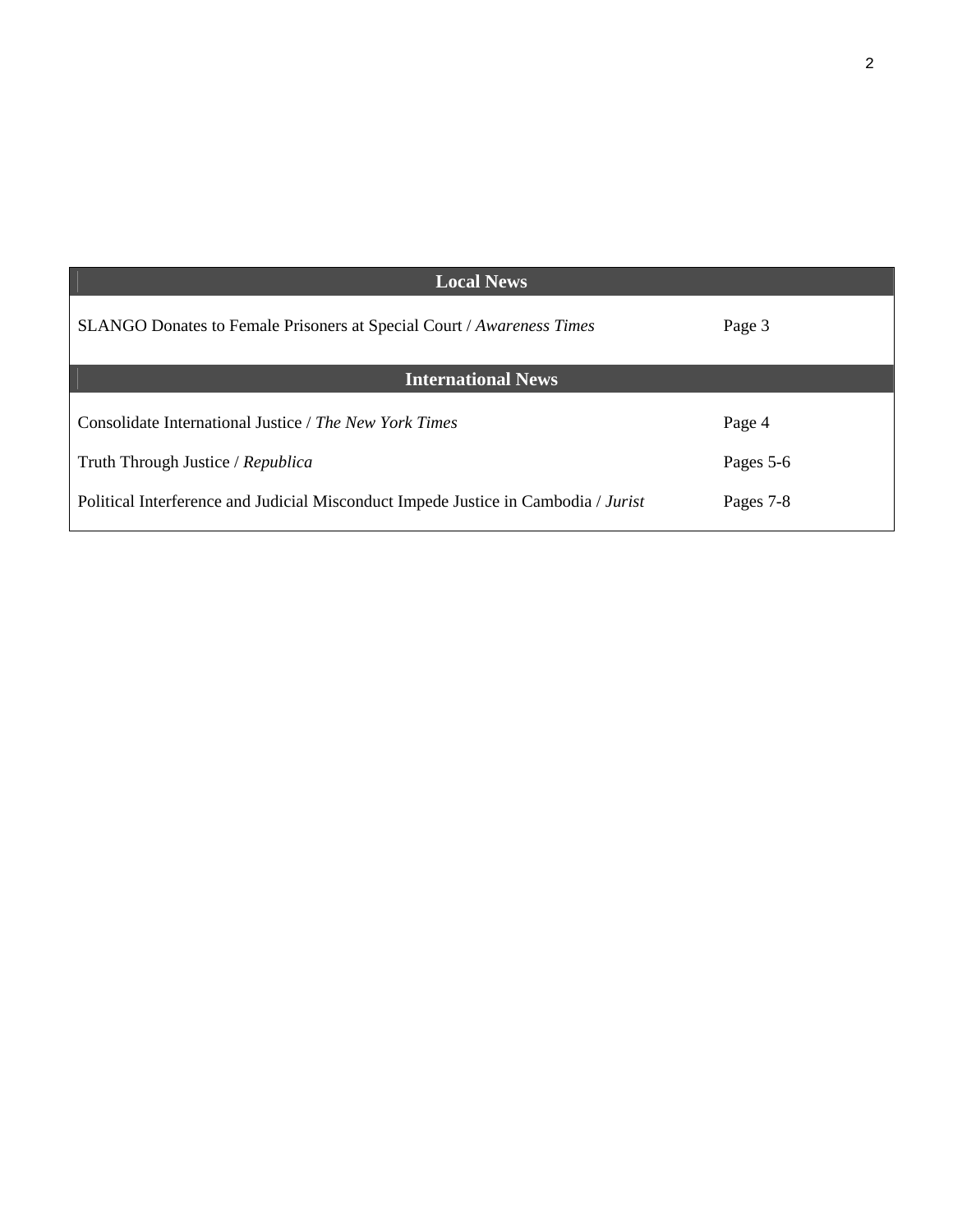| Local News | |
|---|---|
| SLANGO Donates to Female Prisoners at Special Court / *Awareness Times* | Page 3 |
| **International News** | |
| Consolidate International Justice / *The New York Times* | Page 4 |
| Truth Through Justice / *Republica* | Pages 5-6 |
| Political Interference and Judicial Misconduct Impede Justice in Cambodia / *Jurist* | Pages 7-8 |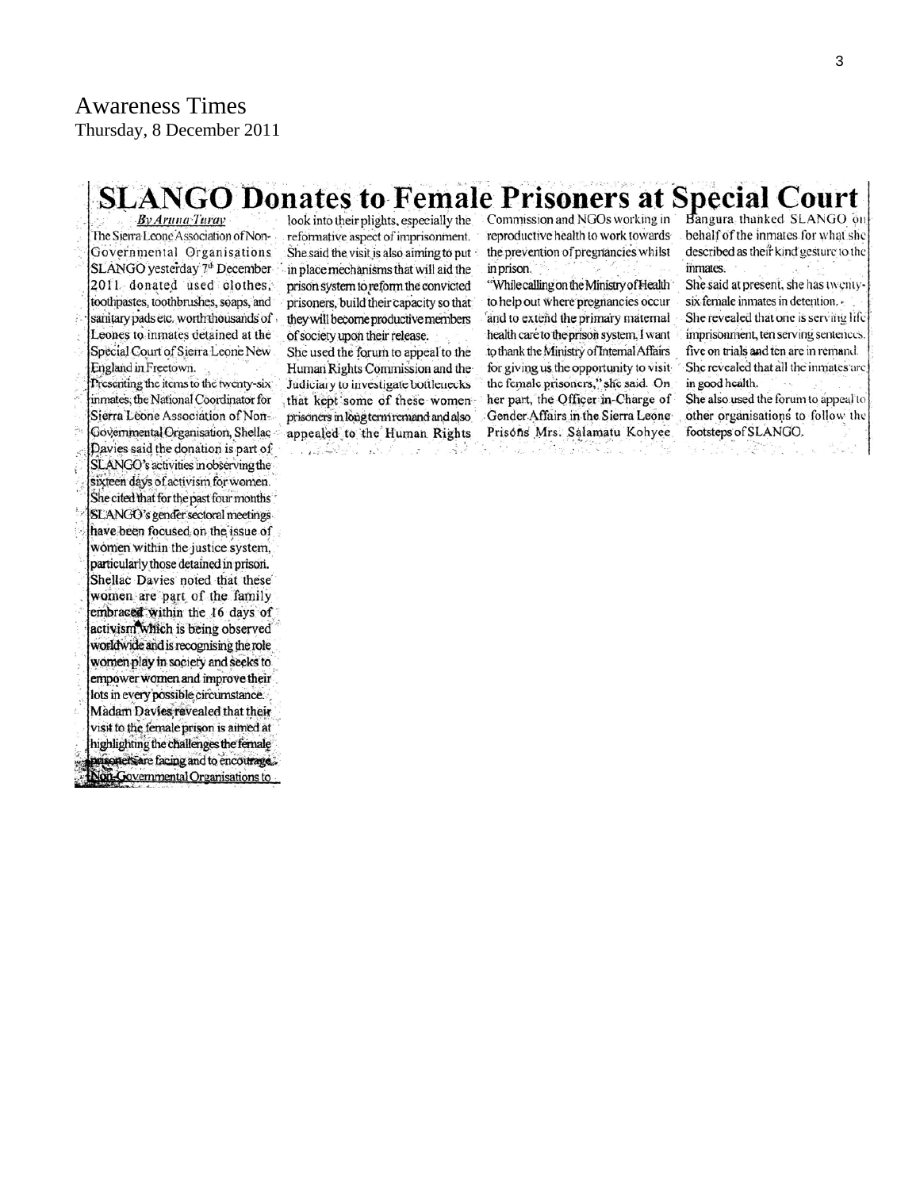Awareness Times
Thursday, 8 December 2011

# SLANGO Donates to Female Prisoners at Special Court

*By Aruna Turay*

The Sierra Leone Association of Non-Governmental Organisations SLANGO yesterday 7th December 2011 donated used clothes, toothpastes, toothbrushes, soaps, and sanitary pads etc. worth thousands of Leones to inmates detained at the Special Court of Sierra Leone New England in Freetown.

Presenting the items to the twenty-six inmates, the National Coordinator for Sierra Leone Association of Non-Governmental Organisation, Shellac Davies said the donation is part of SLANGO's activities in observing the sixteen days of activism for women.

She cited that for the past four months SLANGO's gender sectoral meetings have been focused on the issue of women within the justice system, particularly those detained in prison.

Shellac Davies noted that these women are part of the family embraced within the 16 days of activism which is being observed worldwide and is recognising the role women play in society and seeks to empower women and improve their lots in every possible circumstance.

Madam Davies revealed that their visit to the female prison is aimed at highlighting the challenges the female prisoners are facing and to encourage Non-Governmental Organisations to look into their plights, especially the reformative aspect of imprisonment.

She said the visit is also aiming to put in place mechanisms that will aid the prison system to reform the convicted prisoners, build their capacity so that they will become productive members of society upon their release.

She used the forum to appeal to the Human Rights Commission and the Judiciary to investigate bottlenecks that kept some of these women prisoners in long term remand and also appealed to the Human Rights Commission and NGOs working in reproductive health to work towards the prevention of pregnancies whilst in prison.

"While calling on the Ministry of Health to help out where pregnancies occur and to extend the primary maternal health care to the prison system, I want to thank the Ministry of Internal Affairs for giving us the opportunity to visit the female prisoners," she said. On her part, the Officer in-Charge of Gender Affairs in the Sierra Leone Prisons Mrs. Salamatu Kohyee Bangura thanked SLANGO on behalf of the inmates for what she described as their kind gesture to the inmates.

She said at present, she has twenty-six female inmates in detention.

She revealed that one is serving life imprisonment, ten serving sentences, five on trials and ten are in remand.

She revealed that all the inmates are in good health.

She also used the forum to appeal to other organisations to follow the footsteps of SLANGO.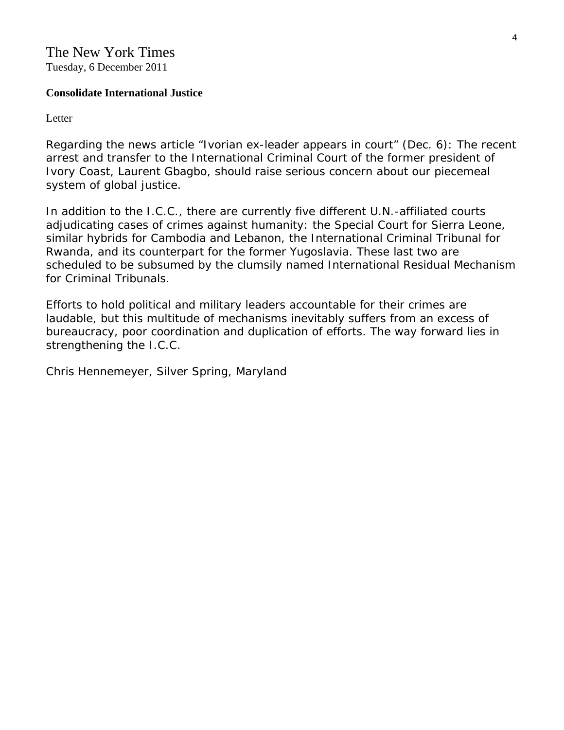The New York Times
Tuesday, 6 December 2011

**Consolidate International Justice**

Letter

Regarding the news article “Ivorian ex-leader appears in court” (Dec. 6): The recent arrest and transfer to the International Criminal Court of the former president of Ivory Coast, Laurent Gbagbo, should raise serious concern about our piecemeal system of global justice.

In addition to the I.C.C., there are currently five different U.N.-affiliated courts adjudicating cases of crimes against humanity: the Special Court for Sierra Leone, similar hybrids for Cambodia and Lebanon, the International Criminal Tribunal for Rwanda, and its counterpart for the former Yugoslavia. These last two are scheduled to be subsumed by the clumsily named International Residual Mechanism for Criminal Tribunals.

Efforts to hold political and military leaders accountable for their crimes are laudable, but this multitude of mechanisms inevitably suffers from an excess of bureaucracy, poor coordination and duplication of efforts. The way forward lies in strengthening the I.C.C.

Chris Hennemeyer, Silver Spring, Maryland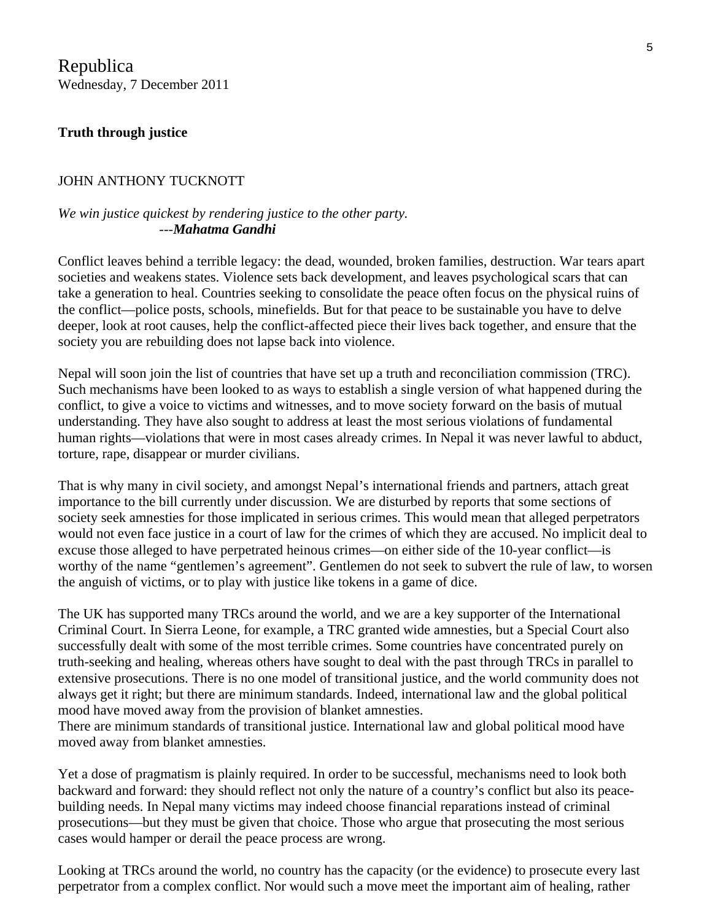Republica
Wednesday, 7 December 2011

**Truth through justice**

JOHN ANTHONY TUCKNOTT

*We win justice quickest by rendering justice to the other party.*
---***Mahatma Gandhi***

Conflict leaves behind a terrible legacy: the dead, wounded, broken families, destruction. War tears apart societies and weakens states. Violence sets back development, and leaves psychological scars that can take a generation to heal. Countries seeking to consolidate the peace often focus on the physical ruins of the conflict—police posts, schools, minefields. But for that peace to be sustainable you have to delve deeper, look at root causes, help the conflict-affected piece their lives back together, and ensure that the society you are rebuilding does not lapse back into violence.

Nepal will soon join the list of countries that have set up a truth and reconciliation commission (TRC). Such mechanisms have been looked to as ways to establish a single version of what happened during the conflict, to give a voice to victims and witnesses, and to move society forward on the basis of mutual understanding. They have also sought to address at least the most serious violations of fundamental human rights—violations that were in most cases already crimes. In Nepal it was never lawful to abduct, torture, rape, disappear or murder civilians.

That is why many in civil society, and amongst Nepal's international friends and partners, attach great importance to the bill currently under discussion. We are disturbed by reports that some sections of society seek amnesties for those implicated in serious crimes. This would mean that alleged perpetrators would not even face justice in a court of law for the crimes of which they are accused. No implicit deal to excuse those alleged to have perpetrated heinous crimes—on either side of the 10-year conflict—is worthy of the name "gentlemen's agreement". Gentlemen do not seek to subvert the rule of law, to worsen the anguish of victims, or to play with justice like tokens in a game of dice.

The UK has supported many TRCs around the world, and we are a key supporter of the International Criminal Court. In Sierra Leone, for example, a TRC granted wide amnesties, but a Special Court also successfully dealt with some of the most terrible crimes. Some countries have concentrated purely on truth-seeking and healing, whereas others have sought to deal with the past through TRCs in parallel to extensive prosecutions. There is no one model of transitional justice, and the world community does not always get it right; but there are minimum standards. Indeed, international law and the global political mood have moved away from the provision of blanket amnesties.
There are minimum standards of transitional justice. International law and global political mood have moved away from blanket amnesties.

Yet a dose of pragmatism is plainly required. In order to be successful, mechanisms need to look both backward and forward: they should reflect not only the nature of a country's conflict but also its peace-building needs. In Nepal many victims may indeed choose financial reparations instead of criminal prosecutions—but they must be given that choice. Those who argue that prosecuting the most serious cases would hamper or derail the peace process are wrong.

Looking at TRCs around the world, no country has the capacity (or the evidence) to prosecute every last perpetrator from a complex conflict. Nor would such a move meet the important aim of healing, rather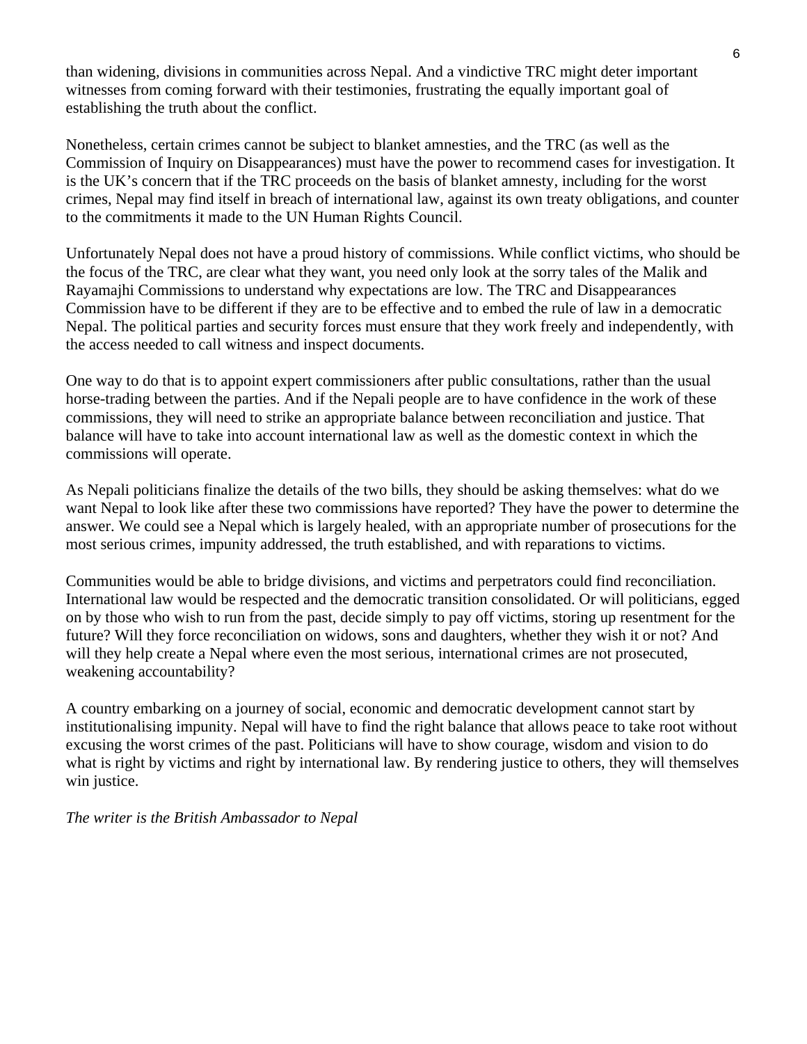than widening, divisions in communities across Nepal. And a vindictive TRC might deter important witnesses from coming forward with their testimonies, frustrating the equally important goal of establishing the truth about the conflict.

Nonetheless, certain crimes cannot be subject to blanket amnesties, and the TRC (as well as the Commission of Inquiry on Disappearances) must have the power to recommend cases for investigation. It is the UK's concern that if the TRC proceeds on the basis of blanket amnesty, including for the worst crimes, Nepal may find itself in breach of international law, against its own treaty obligations, and counter to the commitments it made to the UN Human Rights Council.

Unfortunately Nepal does not have a proud history of commissions. While conflict victims, who should be the focus of the TRC, are clear what they want, you need only look at the sorry tales of the Malik and Rayamajhi Commissions to understand why expectations are low. The TRC and Disappearances Commission have to be different if they are to be effective and to embed the rule of law in a democratic Nepal. The political parties and security forces must ensure that they work freely and independently, with the access needed to call witness and inspect documents.

One way to do that is to appoint expert commissioners after public consultations, rather than the usual horse-trading between the parties. And if the Nepali people are to have confidence in the work of these commissions, they will need to strike an appropriate balance between reconciliation and justice. That balance will have to take into account international law as well as the domestic context in which the commissions will operate.

As Nepali politicians finalize the details of the two bills, they should be asking themselves: what do we want Nepal to look like after these two commissions have reported? They have the power to determine the answer. We could see a Nepal which is largely healed, with an appropriate number of prosecutions for the most serious crimes, impunity addressed, the truth established, and with reparations to victims.

Communities would be able to bridge divisions, and victims and perpetrators could find reconciliation. International law would be respected and the democratic transition consolidated. Or will politicians, egged on by those who wish to run from the past, decide simply to pay off victims, storing up resentment for the future? Will they force reconciliation on widows, sons and daughters, whether they wish it or not? And will they help create a Nepal where even the most serious, international crimes are not prosecuted, weakening accountability?

A country embarking on a journey of social, economic and democratic development cannot start by institutionalising impunity. Nepal will have to find the right balance that allows peace to take root without excusing the worst crimes of the past. Politicians will have to show courage, wisdom and vision to do what is right by victims and right by international law. By rendering justice to others, they will themselves win justice.

*The writer is the British Ambassador to Nepal*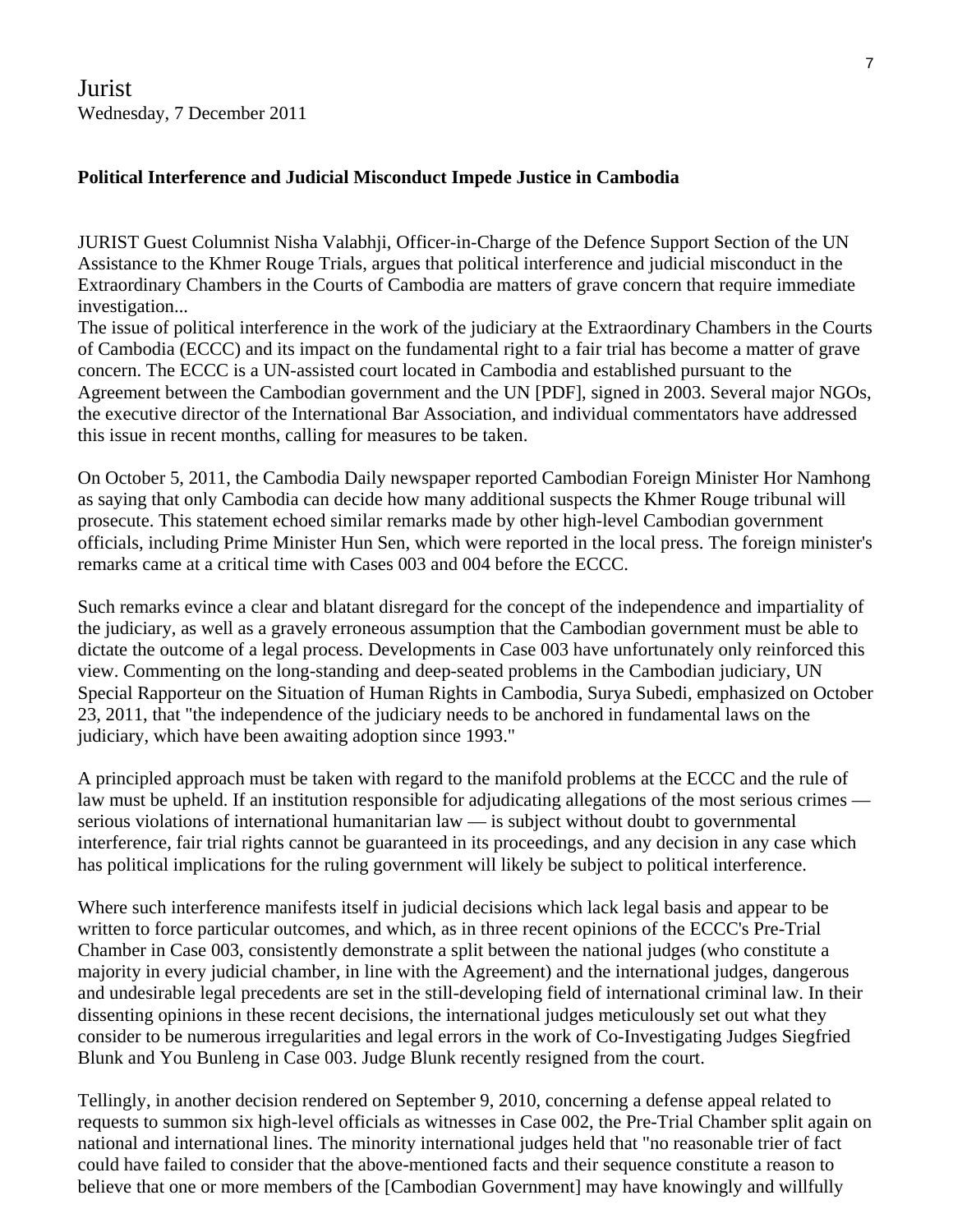Jurist
Wednesday, 7 December 2011

**Political Interference and Judicial Misconduct Impede Justice in Cambodia**

JURIST Guest Columnist Nisha Valabhji, Officer-in-Charge of the Defence Support Section of the UN Assistance to the Khmer Rouge Trials, argues that political interference and judicial misconduct in the Extraordinary Chambers in the Courts of Cambodia are matters of grave concern that require immediate investigation...

The issue of political interference in the work of the judiciary at the Extraordinary Chambers in the Courts of Cambodia (ECCC) and its impact on the fundamental right to a fair trial has become a matter of grave concern. The ECCC is a UN-assisted court located in Cambodia and established pursuant to the Agreement between the Cambodian government and the UN [PDF], signed in 2003. Several major NGOs, the executive director of the International Bar Association, and individual commentators have addressed this issue in recent months, calling for measures to be taken.

On October 5, 2011, the Cambodia Daily newspaper reported Cambodian Foreign Minister Hor Namhong as saying that only Cambodia can decide how many additional suspects the Khmer Rouge tribunal will prosecute. This statement echoed similar remarks made by other high-level Cambodian government officials, including Prime Minister Hun Sen, which were reported in the local press. The foreign minister's remarks came at a critical time with Cases 003 and 004 before the ECCC.

Such remarks evince a clear and blatant disregard for the concept of the independence and impartiality of the judiciary, as well as a gravely erroneous assumption that the Cambodian government must be able to dictate the outcome of a legal process. Developments in Case 003 have unfortunately only reinforced this view. Commenting on the long-standing and deep-seated problems in the Cambodian judiciary, UN Special Rapporteur on the Situation of Human Rights in Cambodia, Surya Subedi, emphasized on October 23, 2011, that "the independence of the judiciary needs to be anchored in fundamental laws on the judiciary, which have been awaiting adoption since 1993."

A principled approach must be taken with regard to the manifold problems at the ECCC and the rule of law must be upheld. If an institution responsible for adjudicating allegations of the most serious crimes — serious violations of international humanitarian law — is subject without doubt to governmental interference, fair trial rights cannot be guaranteed in its proceedings, and any decision in any case which has political implications for the ruling government will likely be subject to political interference.

Where such interference manifests itself in judicial decisions which lack legal basis and appear to be written to force particular outcomes, and which, as in three recent opinions of the ECCC's Pre-Trial Chamber in Case 003, consistently demonstrate a split between the national judges (who constitute a majority in every judicial chamber, in line with the Agreement) and the international judges, dangerous and undesirable legal precedents are set in the still-developing field of international criminal law. In their dissenting opinions in these recent decisions, the international judges meticulously set out what they consider to be numerous irregularities and legal errors in the work of Co-Investigating Judges Siegfried Blunk and You Bunleng in Case 003. Judge Blunk recently resigned from the court.

Tellingly, in another decision rendered on September 9, 2010, concerning a defense appeal related to requests to summon six high-level officials as witnesses in Case 002, the Pre-Trial Chamber split again on national and international lines. The minority international judges held that "no reasonable trier of fact could have failed to consider that the above-mentioned facts and their sequence constitute a reason to believe that one or more members of the [Cambodian Government] may have knowingly and willfully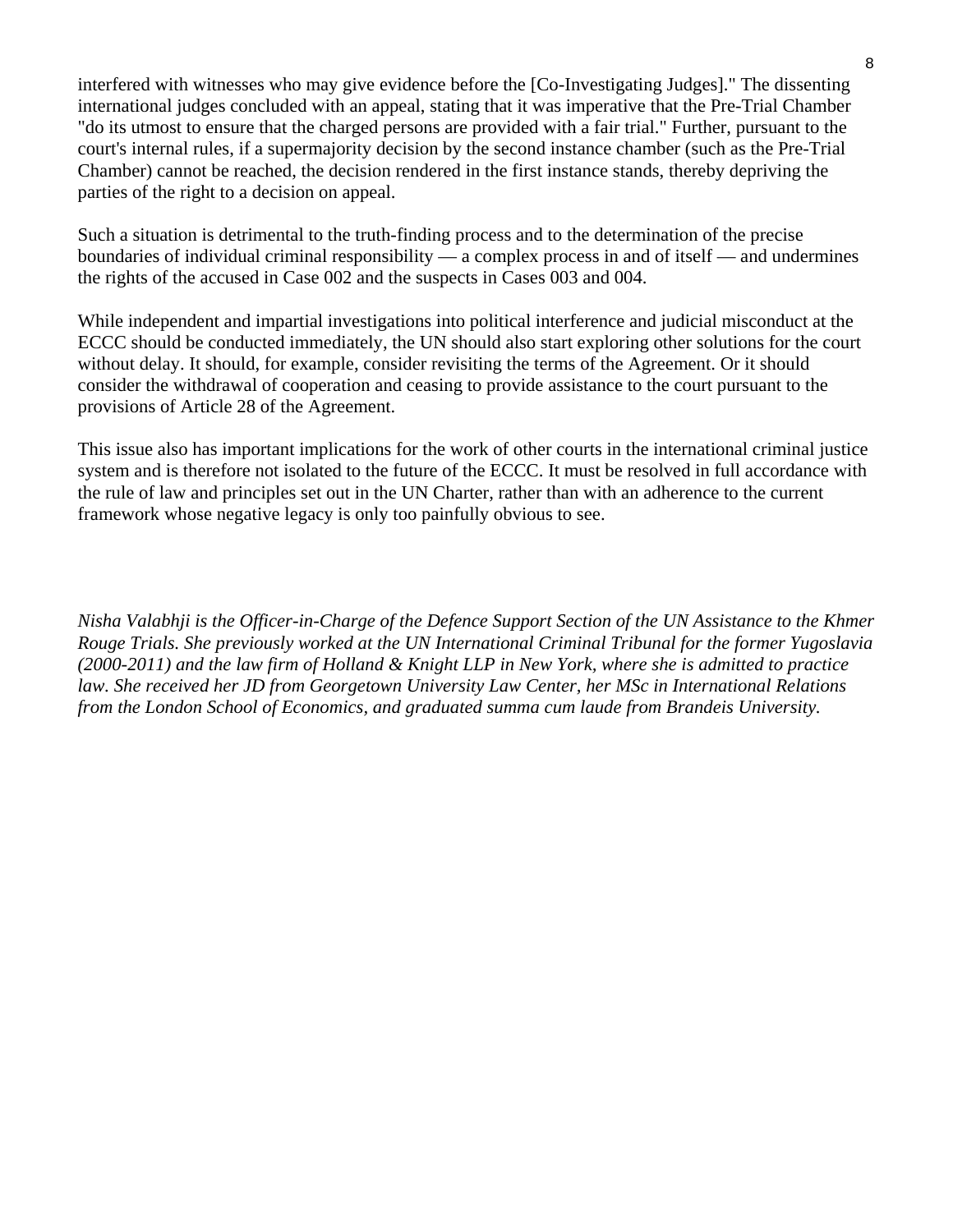interfered with witnesses who may give evidence before the [Co-Investigating Judges]." The dissenting international judges concluded with an appeal, stating that it was imperative that the Pre-Trial Chamber "do its utmost to ensure that the charged persons are provided with a fair trial." Further, pursuant to the court's internal rules, if a supermajority decision by the second instance chamber (such as the Pre-Trial Chamber) cannot be reached, the decision rendered in the first instance stands, thereby depriving the parties of the right to a decision on appeal.

Such a situation is detrimental to the truth-finding process and to the determination of the precise boundaries of individual criminal responsibility — a complex process in and of itself — and undermines the rights of the accused in Case 002 and the suspects in Cases 003 and 004.

While independent and impartial investigations into political interference and judicial misconduct at the ECCC should be conducted immediately, the UN should also start exploring other solutions for the court without delay. It should, for example, consider revisiting the terms of the Agreement. Or it should consider the withdrawal of cooperation and ceasing to provide assistance to the court pursuant to the provisions of Article 28 of the Agreement.

This issue also has important implications for the work of other courts in the international criminal justice system and is therefore not isolated to the future of the ECCC. It must be resolved in full accordance with the rule of law and principles set out in the UN Charter, rather than with an adherence to the current framework whose negative legacy is only too painfully obvious to see.

*Nisha Valabhji is the Officer-in-Charge of the Defence Support Section of the UN Assistance to the Khmer Rouge Trials. She previously worked at the UN International Criminal Tribunal for the former Yugoslavia (2000-2011) and the law firm of Holland & Knight LLP in New York, where she is admitted to practice law. She received her JD from Georgetown University Law Center, her MSc in International Relations from the London School of Economics, and graduated summa cum laude from Brandeis University.*